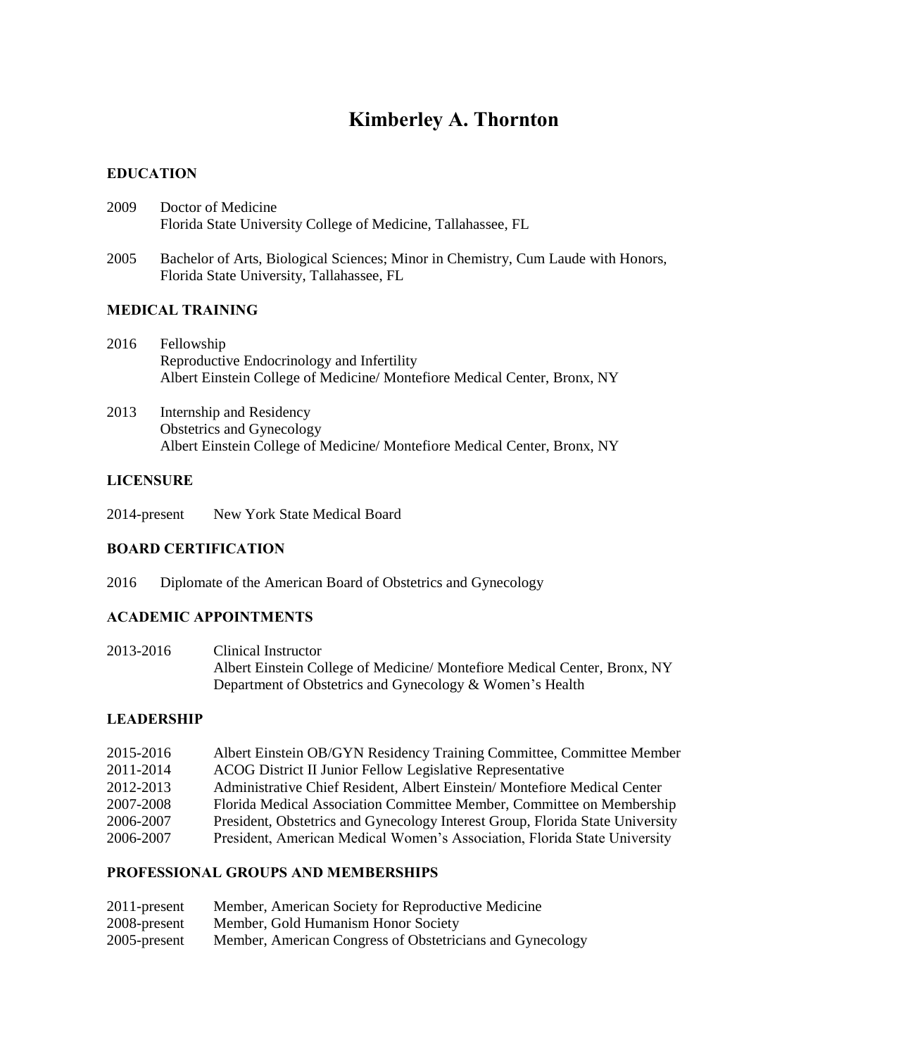# Kimberley A. Thornton

## EDUCATION

2009 Doctor of Medicine
Florida State University College of Medicine, Tallahassee, FL

2005 Bachelor of Arts, Biological Sciences; Minor in Chemistry, Cum Laude with Honors,
Florida State University, Tallahassee, FL

## MEDICAL TRAINING

2016 Fellowship
Reproductive Endocrinology and Infertility
Albert Einstein College of Medicine/ Montefiore Medical Center, Bronx, NY

2013 Internship and Residency
Obstetrics and Gynecology
Albert Einstein College of Medicine/ Montefiore Medical Center, Bronx, NY

## LICENSURE

2014-present New York State Medical Board

## BOARD CERTIFICATION

2016 Diplomate of the American Board of Obstetrics and Gynecology

## ACADEMIC APPOINTMENTS

2013-2016 Clinical Instructor
Albert Einstein College of Medicine/ Montefiore Medical Center, Bronx, NY
Department of Obstetrics and Gynecology & Women's Health

## LEADERSHIP

2015-2016 Albert Einstein OB/GYN Residency Training Committee, Committee Member
2011-2014 ACOG District II Junior Fellow Legislative Representative
2012-2013 Administrative Chief Resident, Albert Einstein/ Montefiore Medical Center
2007-2008 Florida Medical Association Committee Member, Committee on Membership
2006-2007 President, Obstetrics and Gynecology Interest Group, Florida State University
2006-2007 President, American Medical Women's Association, Florida State University

## PROFESSIONAL GROUPS AND MEMBERSHIPS

2011-present Member, American Society for Reproductive Medicine
2008-present Member, Gold Humanism Honor Society
2005-present Member, American Congress of Obstetricians and Gynecology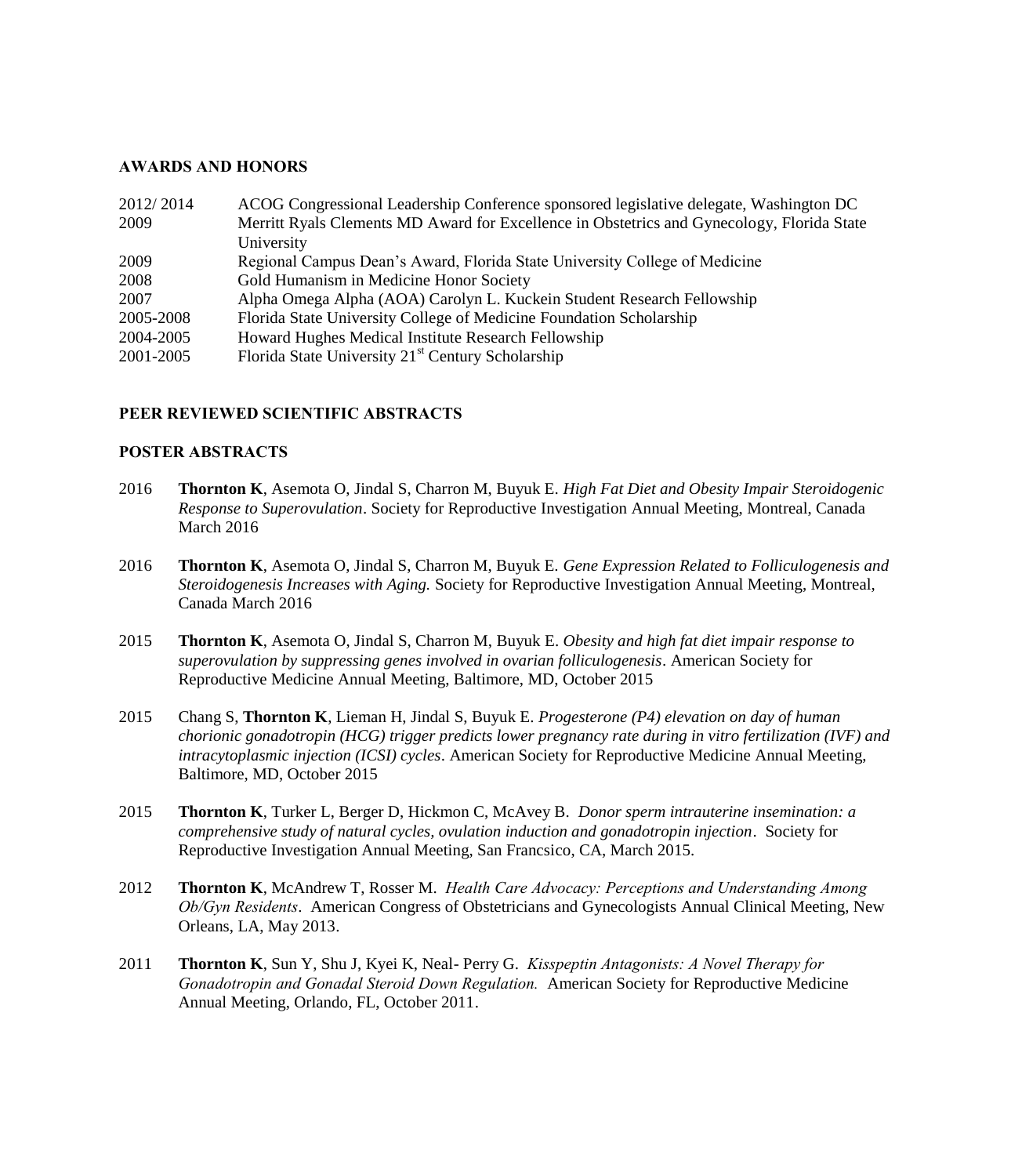## AWARDS AND HONORS

| | |
|---|---|
| 2012/ 2014 | ACOG Congressional Leadership Conference sponsored legislative delegate, Washington DC |
| 2009 | Merritt Ryals Clements MD Award for Excellence in Obstetrics and Gynecology, Florida State University |
| 2009 | Regional Campus Dean's Award, Florida State University College of Medicine |
| 2008 | Gold Humanism in Medicine Honor Society |
| 2007 | Alpha Omega Alpha (AOA) Carolyn L. Kuckein Student Research Fellowship |
| 2005-2008 | Florida State University College of Medicine Foundation Scholarship |
| 2004-2005 | Howard Hughes Medical Institute Research Fellowship |
| 2001-2005 | Florida State University 21st Century Scholarship |

## PEER REVIEWED SCIENTIFIC ABSTRACTS

## POSTER ABSTRACTS

2016 **Thornton K**, Asemota O, Jindal S, Charron M, Buyuk E. *High Fat Diet and Obesity Impair Steroidogenic Response to Superovulation*. Society for Reproductive Investigation Annual Meeting, Montreal, Canada March 2016

2016 **Thornton K**, Asemota O, Jindal S, Charron M, Buyuk E. *Gene Expression Related to Folliculogenesis and Steroidogenesis Increases with Aging.* Society for Reproductive Investigation Annual Meeting, Montreal, Canada March 2016

2015 **Thornton K**, Asemota O, Jindal S, Charron M, Buyuk E. *Obesity and high fat diet impair response to superovulation by suppressing genes involved in ovarian folliculogenesis*. American Society for Reproductive Medicine Annual Meeting, Baltimore, MD, October 2015

2015 Chang S, **Thornton K**, Lieman H, Jindal S, Buyuk E. *Progesterone (P4) elevation on day of human chorionic gonadotropin (HCG) trigger predicts lower pregnancy rate during in vitro fertilization (IVF) and intracytoplasmic injection (ICSI) cycles*. American Society for Reproductive Medicine Annual Meeting, Baltimore, MD, October 2015

2015 **Thornton K**, Turker L, Berger D, Hickmon C, McAvey B. *Donor sperm intrauterine insemination: a comprehensive study of natural cycles, ovulation induction and gonadotropin injection*. Society for Reproductive Investigation Annual Meeting, San Francsico, CA, March 2015.

2012 **Thornton K**, McAndrew T, Rosser M. *Health Care Advocacy: Perceptions and Understanding Among Ob/Gyn Residents*. American Congress of Obstetricians and Gynecologists Annual Clinical Meeting, New Orleans, LA, May 2013.

2011 **Thornton K**, Sun Y, Shu J, Kyei K, Neal- Perry G. *Kisspeptin Antagonists: A Novel Therapy for Gonadotropin and Gonadal Steroid Down Regulation.* American Society for Reproductive Medicine Annual Meeting, Orlando, FL, October 2011.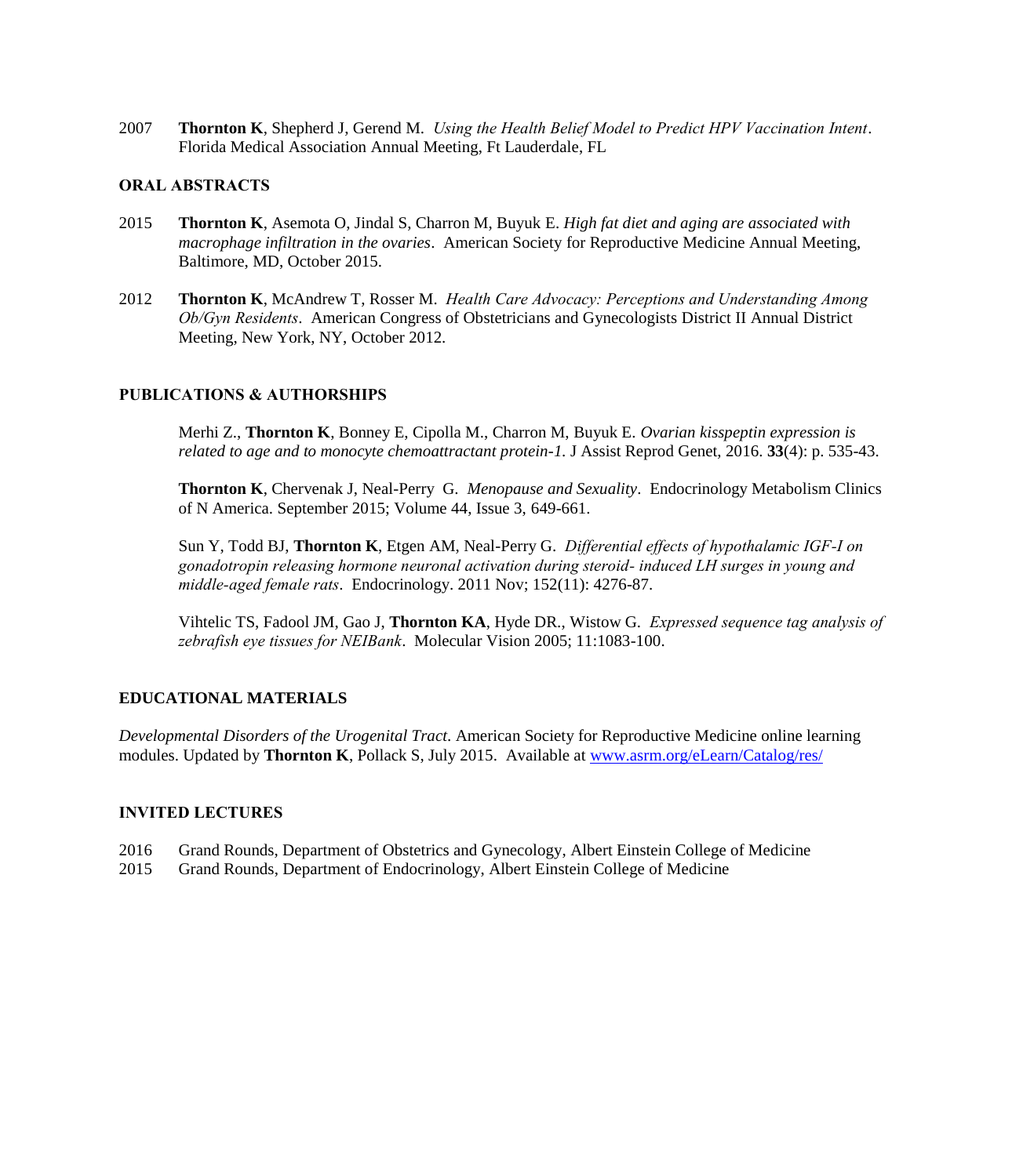2007 **Thornton K**, Shepherd J, Gerend M. *Using the Health Belief Model to Predict HPV Vaccination Intent*. Florida Medical Association Annual Meeting, Ft Lauderdale, FL

## ORAL ABSTRACTS

2015 **Thornton K**, Asemota O, Jindal S, Charron M, Buyuk E. *High fat diet and aging are associated with macrophage infiltration in the ovaries*. American Society for Reproductive Medicine Annual Meeting, Baltimore, MD, October 2015.

2012 **Thornton K**, McAndrew T, Rosser M. *Health Care Advocacy: Perceptions and Understanding Among Ob/Gyn Residents*. American Congress of Obstetricians and Gynecologists District II Annual District Meeting, New York, NY, October 2012.

## PUBLICATIONS & AUTHORSHIPS

Merhi Z., **Thornton K**, Bonney E, Cipolla M., Charron M, Buyuk E. *Ovarian kisspeptin expression is related to age and to monocyte chemoattractant protein-1*. J Assist Reprod Genet, 2016. **33**(4): p. 535-43.

**Thornton K**, Chervenak J, Neal-Perry G. *Menopause and Sexuality*. Endocrinology Metabolism Clinics of N America. September 2015; Volume 44, Issue 3, 649-661.

Sun Y, Todd BJ, **Thornton K**, Etgen AM, Neal-Perry G. *Differential effects of hypothalamic IGF-I on gonadotropin releasing hormone neuronal activation during steroid- induced LH surges in young and middle-aged female rats*. Endocrinology. 2011 Nov; 152(11): 4276-87.

Vihtelic TS, Fadool JM, Gao J, **Thornton KA**, Hyde DR., Wistow G. *Expressed sequence tag analysis of zebrafish eye tissues for NEIBank*. Molecular Vision 2005; 11:1083-100.

## EDUCATIONAL MATERIALS

*Developmental Disorders of the Urogenital Tract*. American Society for Reproductive Medicine online learning modules. Updated by **Thornton K**, Pollack S, July 2015. Available at www.asrm.org/eLearn/Catalog/res/

## INVITED LECTURES

2016 Grand Rounds, Department of Obstetrics and Gynecology, Albert Einstein College of Medicine
2015 Grand Rounds, Department of Endocrinology, Albert Einstein College of Medicine